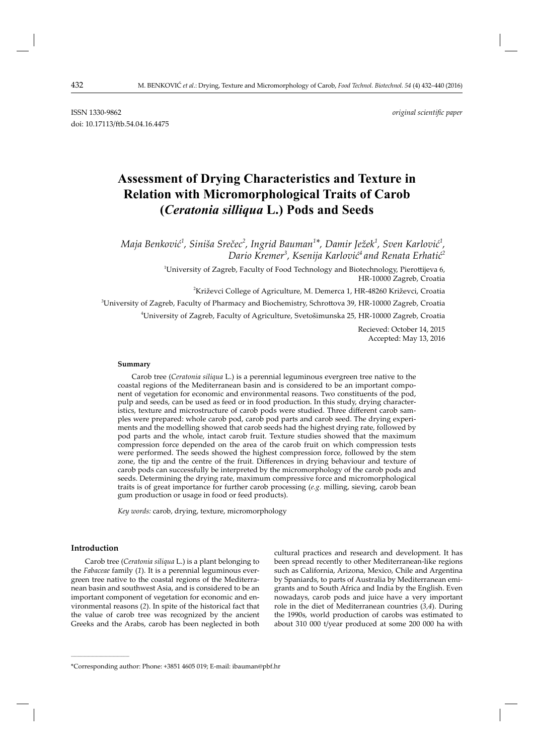ISSN 1330-9862 *original scientific paper*

doi: 10.17113/ftb.54.04.16.4475

# Assessment of Drying Characteristics and Texture in Relation with Micromorphological Traits of Carob (*Ceratonia silliqua* L.) Pods and Seeds

*Maja Benković[1], Siniša Srečec[2], Ingrid Bauman[1]\*, Damir Ježek[1], Sven Karlović[1], Dario Kremer[3], Ksenija Karlović[4] and Renata Erhatić[2]*

[1]University of Zagreb, Faculty of Food Technology and Biotechnology, Pierottijeva 6, HR-10000 Zagreb, Croatia

[2]Križevci College of Agriculture, M. Demerca 1, HR-48260 Križevci, Croatia

[3]University of Zagreb, Faculty of Pharmacy and Biochemistry, Schrottova 39, HR-10000 Zagreb, Croatia

[4]University of Zagreb, Faculty of Agriculture, Svetošimunska 25, HR-10000 Zagreb, Croatia

Recieved: October 14, 2015
Accepted: May 13, 2016

#### Summary

Carob tree (*Ceratonia siliqua* L.) is a perennial leguminous evergreen tree native to the coastal regions of the Mediterranean basin and is considered to be an important component of vegetation for economic and environmental reasons. Two constituents of the pod, pulp and seeds, can be used as feed or in food production. In this study, drying characteristics, texture and microstructure of carob pods were studied. Three different carob samples were prepared: whole carob pod, carob pod parts and carob seed. The drying experiments and the modelling showed that carob seeds had the highest drying rate, followed by pod parts and the whole, intact carob fruit. Texture studies showed that the maximum compression force depended on the area of the carob fruit on which compression tests were performed. The seeds showed the highest compression force, followed by the stem zone, the tip and the centre of the fruit. Differences in drying behaviour and texture of carob pods can successfully be interpreted by the micromorphology of the carob pods and seeds. Determining the drying rate, maximum compressive force and micromorphological traits is of great importance for further carob processing (*e.g.* milling, sieving, carob bean gum production or usage in food or feed products).

*Key words:* carob, drying, texture, micromorphology

## Introduction

Carob tree (*Ceratonia siliqua* L.) is a plant belonging to the *Fabaceae* family (*1*). It is a perennial leguminous evergreen tree native to the coastal regions of the Mediterranean basin and southwest Asia, and is considered to be an important component of vegetation for economic and environmental reasons (*2*). In spite of the historical fact that the value of carob tree was recognized by the ancient Greeks and the Arabs, carob has been neglected in both cultural practices and research and development. It has been spread recently to other Mediterranean-like regions such as California, Arizona, Mexico, Chile and Argentina by Spaniards, to parts of Australia by Mediterranean emigrants and to South Africa and India by the English. Even nowadays, carob pods and juice have a very important role in the diet of Mediterranean countries (*3,4*). During the 1990s, world production of carobs was estimated to about 310 000 t/year produced at some 200 000 ha with

\*Corresponding author: Phone: +3851 4605 019; E-mail: ibauman@pbf.hr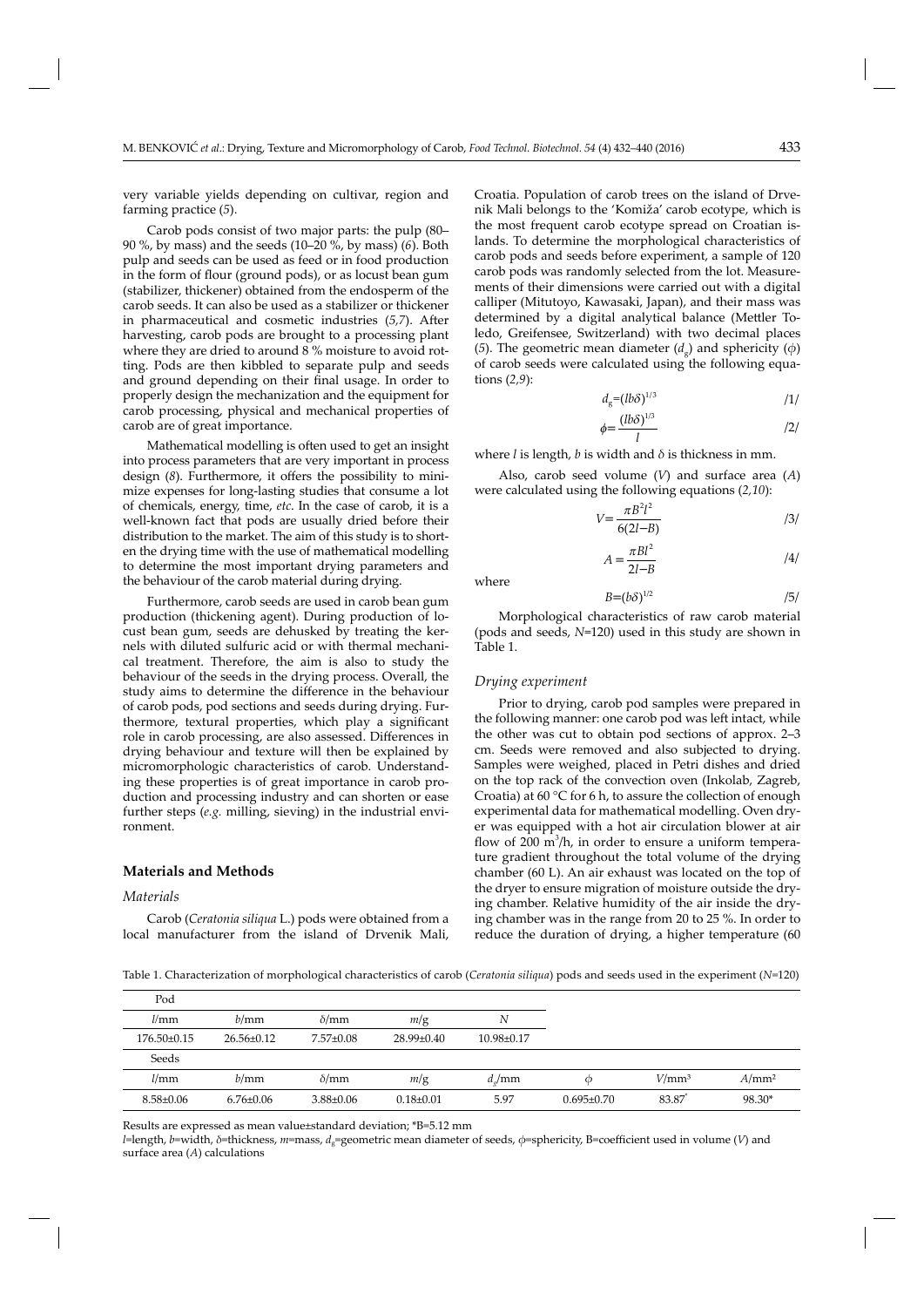very variable yields depending on cultivar, region and farming practice (*5*).

Carob pods consist of two major parts: the pulp (80–90 %, by mass) and the seeds (10–20 %, by mass) (*6*). Both pulp and seeds can be used as feed or in food production in the form of flour (ground pods), or as locust bean gum (stabilizer, thickener) obtained from the endosperm of the carob seeds. It can also be used as a stabilizer or thickener in pharmaceutical and cosmetic industries (*5,7*). After harvesting, carob pods are brought to a processing plant where they are dried to around 8 % moisture to avoid rotting. Pods are then kibbled to separate pulp and seeds and ground depending on their final usage. In order to properly design the mechanization and the equipment for carob processing, physical and mechanical properties of carob are of great importance.

Mathematical modelling is often used to get an insight into process parameters that are very important in process design (*8*). Furthermore, it offers the possibility to minimize expenses for long-lasting studies that consume a lot of chemicals, energy, time, *etc*. In the case of carob, it is a well-known fact that pods are usually dried before their distribution to the market. The aim of this study is to shorten the drying time with the use of mathematical modelling to determine the most important drying parameters and the behaviour of the carob material during drying.

Furthermore, carob seeds are used in carob bean gum production (thickening agent). During production of locust bean gum, seeds are dehusked by treating the kernels with diluted sulfuric acid or with thermal mechanical treatment. Therefore, the aim is also to study the behaviour of the seeds in the drying process. Overall, the study aims to determine the difference in the behaviour of carob pods, pod sections and seeds during drying. Furthermore, textural properties, which play a significant role in carob processing, are also assessed. Differences in drying behaviour and texture will then be explained by micromorphologic characteristics of carob. Understanding these properties is of great importance in carob production and processing industry and can shorten or ease further steps (*e.g.* milling, sieving) in the industrial environment.

## Materials and Methods

### *Materials*

Carob (*Ceratonia siliqua* L.) pods were obtained from a local manufacturer from the island of Drvenik Mali, Croatia. Population of carob trees on the island of Drvenik Mali belongs to the 'Komiža' carob ecotype, which is the most frequent carob ecotype spread on Croatian islands. To determine the morphological characteristics of carob pods and seeds before experiment, a sample of 120 carob pods was randomly selected from the lot. Measurements of their dimensions were carried out with a digital calliper (Mitutoyo, Kawasaki, Japan), and their mass was determined by a digital analytical balance (Mettler Toledo, Greifensee, Switzerland) with two decimal places (*5*). The geometric mean diameter ($d_g$) and sphericity ($\phi$) of carob seeds were calculated using the following equations (*2,9*):

$$d_g=(lb\delta)^{1/3} \qquad /1/$$

$$\phi=\frac{(lb\delta)^{1/3}}{l} \qquad /2/$$

where $l$ is length, $b$ is width and $\delta$ is thickness in mm.

Also, carob seed volume ($V$) and surface area ($A$) were calculated using the following equations (*2,10*):

$$V=\frac{\pi B^2 l^2}{6(2l-B)} \qquad /3/$$

$$A=\frac{\pi B l^2}{2l-B} \qquad /4/$$

where

$$B=(b\delta)^{1/2} \qquad /5/$$

Morphological characteristics of raw carob material (pods and seeds, $N$=120) used in this study are shown in Table 1.

### *Drying experiment*

Prior to drying, carob pod samples were prepared in the following manner: one carob pod was left intact, while the other was cut to obtain pod sections of approx. 2–3 cm. Seeds were removed and also subjected to drying. Samples were weighed, placed in Petri dishes and dried on the top rack of the convection oven (Inkolab, Zagreb, Croatia) at 60 °C for 6 h, to assure the collection of enough experimental data for mathematical modelling. Oven dryer was equipped with a hot air circulation blower at air flow of 200 $m^3$/h, in order to ensure a uniform temperature gradient throughout the total volume of the drying chamber (60 L). An air exhaust was located on the top of the dryer to ensure migration of moisture outside the drying chamber. Relative humidity of the air inside the drying chamber was in the range from 20 to 25 %. In order to reduce the duration of drying, a higher temperature (60

Table 1. Characterization of morphological characteristics of carob (*Ceratonia siliqua*) pods and seeds used in the experiment ($N$=120)

| Pod | | | | | | | |
|---|---|---|---|---|---|---|---|
| $l$/mm | $b$/mm | $\delta$/mm | $m$/g | $N$ | | | |
| 176.50±0.15 | 26.56±0.12 | 7.57±0.08 | 28.99±0.40 | 10.98±0.17 | | | |
| **Seeds** | | | | | | | |
| $l$/mm | $b$/mm | $\delta$/mm | $m$/g | $d_g$/mm | $\phi$ | $V$/mm³ | $A$/mm² |
| 8.58±0.06 | 6.76±0.06 | 3.88±0.06 | 0.18±0.01 | 5.97 | 0.695±0.70 | 83.87* | 98.30* |

Results are expressed as mean value±standard deviation; *B=5.12 mm

$l$=length, $b$=width, $\delta$=thickness, $m$=mass, $d_g$=geometric mean diameter of seeds, $\phi$=sphericity, B=coefficient used in volume ($V$) and surface area ($A$) calculations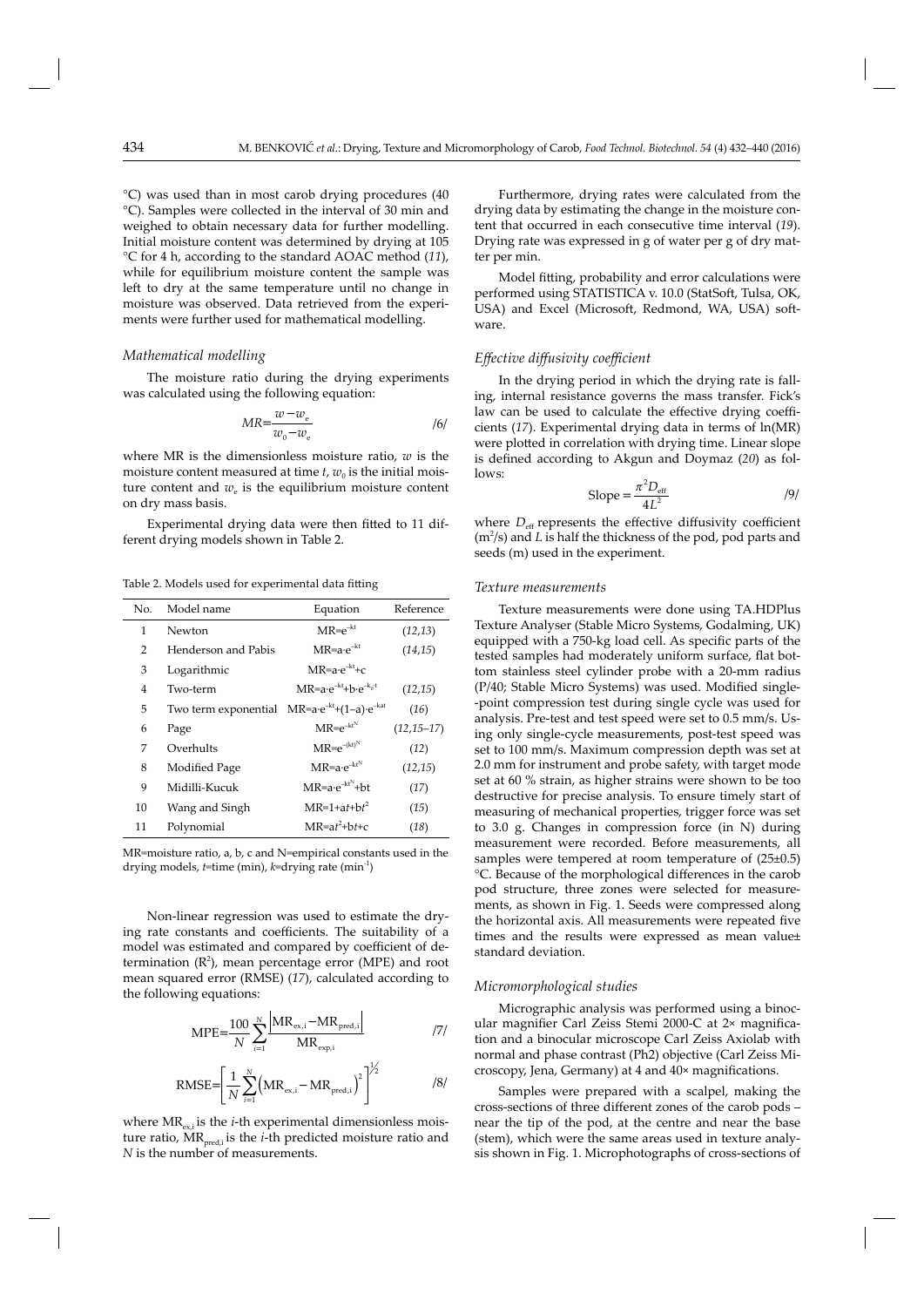°C) was used than in most carob drying procedures (40 °C). Samples were collected in the interval of 30 min and weighed to obtain necessary data for further modelling. Initial moisture content was determined by drying at 105 °C for 4 h, according to the standard AOAC method (*11*), while for equilibrium moisture content the sample was left to dry at the same temperature until no change in moisture was observed. Data retrieved from the experiments were further used for mathematical modelling.

### *Mathematical modelling*

The moisture ratio during the drying experiments was calculated using the following equation:

$$MR=\frac{w-w_e}{w_0-w_e} \qquad /6/$$

where MR is the dimensionless moisture ratio, $w$ is the moisture content measured at time $t$, $w_0$ is the initial moisture content and $w_e$ is the equilibrium moisture content on dry mass basis.

Experimental drying data were then fitted to 11 different drying models shown in Table 2.

Table 2. Models used for experimental data fitting

| No. | Model name | Equation | Reference |
|---|---|---|---|
| 1 | Newton | $MR=e^{-kt}$ | (*12,13*) |
| 2 | Henderson and Pabis | $MR=a\cdot e^{-kt}$ | (*14,15*) |
| 3 | Logarithmic | $MR=a\cdot e^{-kt}+c$ | |
| 4 | Two-term | $MR=a\cdot e^{-kt}+b\cdot e^{-k_0\cdot t}$ | (*12,15*) |
| 5 | Two term exponential | $MR=a\cdot e^{-kt}+(1-a)\cdot e^{-kat}$ | (*16*) |
| 6 | Page | $MR=e^{-kt^N}$ | (*12,15–17*) |
| 7 | Overhults | $MR=e^{-(kt)^N}$ | (*12*) |
| 8 | Modified Page | $MR=a\cdot e^{-kt^N}$ | (*12,15*) |
| 9 | Midilli-Kucuk | $MR=a\cdot e^{-kt^N}+bt$ | (*17*) |
| 10 | Wang and Singh | $MR=1+at+bt^2$ | (*15*) |
| 11 | Polynomial | $MR=at^2+bt+c$ | (*18*) |

MR=moisture ratio, a, b, c and N=empirical constants used in the drying models, $t$=time (min), $k$=drying rate (min$^{-1}$)

Non-linear regression was used to estimate the drying rate constants and coefficients. The suitability of a model was estimated and compared by coefficient of determination ($R^2$), mean percentage error (MPE) and root mean squared error (RMSE) (*17*), calculated according to the following equations:

$$\mathrm{MPE}=\frac{100}{N}\sum_{i=1}^{N}\frac{\left|\mathrm{MR}_{\mathrm{ex},i}-\mathrm{MR}_{\mathrm{pred},i}\right|}{\mathrm{MR}_{\mathrm{exp},i}} \qquad /7/$$

$$\mathrm{RMSE}=\left[\frac{1}{N}\sum_{i=1}^{N}\left(\mathrm{MR}_{\mathrm{ex},i}-\mathrm{MR}_{\mathrm{pred},i}\right)^2\right]^{1/2} \qquad /8/$$

where $\mathrm{MR}_{\mathrm{ex},i}$ is the $i$-th experimental dimensionless moisture ratio, $\mathrm{MR}_{\mathrm{pred},i}$ is the $i$-th predicted moisture ratio and $N$ is the number of measurements.

Furthermore, drying rates were calculated from the drying data by estimating the change in the moisture content that occurred in each consecutive time interval (*19*). Drying rate was expressed in g of water per g of dry matter per min.

Model fitting, probability and error calculations were performed using STATISTICA v. 10.0 (StatSoft, Tulsa, OK, USA) and Excel (Microsoft, Redmond, WA, USA) software.

### *Effective diffusivity coefficient*

In the drying period in which the drying rate is falling, internal resistance governs the mass transfer. Fick's law can be used to calculate the effective drying coefficients (*17*). Experimental drying data in terms of ln(MR) were plotted in correlation with drying time. Linear slope is defined according to Akgun and Doymaz (*20*) as follows:

$$\mathrm{Slope}=\frac{\pi^2 D_{\mathrm{eff}}}{4L^2} \qquad /9/$$

where $D_{\mathrm{eff}}$ represents the effective diffusivity coefficient (m$^2$/s) and $L$ is half the thickness of the pod, pod parts and seeds (m) used in the experiment.

### *Texture measurements*

Texture measurements were done using TA.HDPlus Texture Analyser (Stable Micro Systems, Godalming, UK) equipped with a 750-kg load cell. As specific parts of the tested samples had moderately uniform surface, flat bottom stainless steel cylinder probe with a 20-mm radius (P/40; Stable Micro Systems) was used. Modified single--point compression test during single cycle was used for analysis. Pre-test and test speed were set to 0.5 mm/s. Using only single-cycle measurements, post-test speed was set to 100 mm/s. Maximum compression depth was set at 2.0 mm for instrument and probe safety, with target mode set at 60 % strain, as higher strains were shown to be too destructive for precise analysis. To ensure timely start of measuring of mechanical properties, trigger force was set to 3.0 g. Changes in compression force (in N) during measurement were recorded. Before measurements, all samples were tempered at room temperature of (25±0.5) °C. Because of the morphological differences in the carob pod structure, three zones were selected for measurements, as shown in Fig. 1. Seeds were compressed along the horizontal axis. All measurements were repeated five times and the results were expressed as mean value± standard deviation.

### *Micromorphological studies*

Micrographic analysis was performed using a binocular magnifier Carl Zeiss Stemi 2000-C at 2× magnification and a binocular microscope Carl Zeiss Axiolab with normal and phase contrast (Ph2) objective (Carl Zeiss Microscopy, Jena, Germany) at 4 and 40× magnifications.

Samples were prepared with a scalpel, making the cross-sections of three different zones of the carob pods – near the tip of the pod, at the centre and near the base (stem), which were the same areas used in texture analysis shown in Fig. 1. Microphotographs of cross-sections of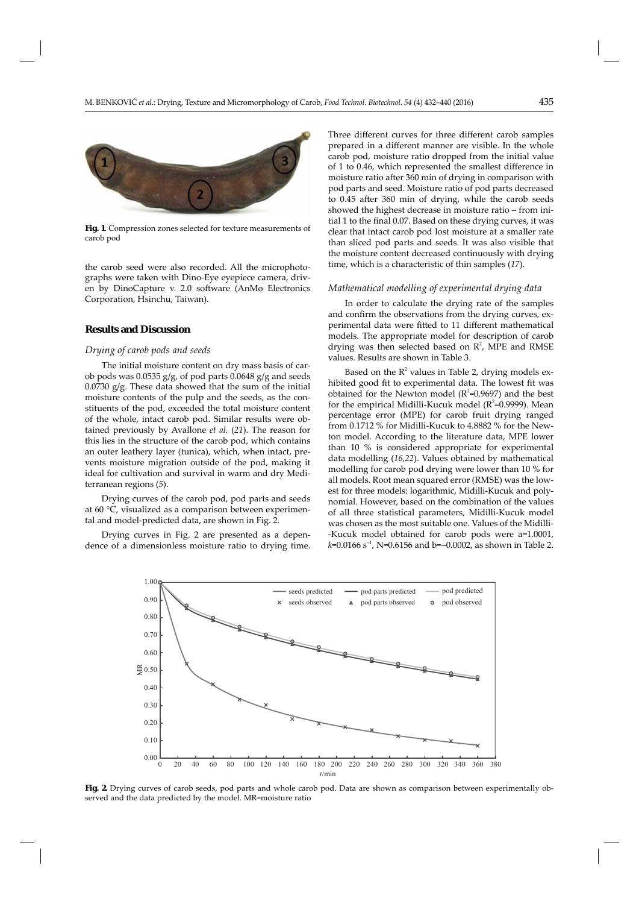Fig. 1. Compression zones selected for texture measurements of carob pod

the carob seed were also recorded. All the microphotographs were taken with Dino-Eye eyepiece camera, driven by DinoCapture v. 2.0 software (AnMo Electronics Corporation, Hsinchu, Taiwan).

## Results and Discussion

### Drying of carob pods and seeds

The initial moisture content on dry mass basis of carob pods was 0.0535 g/g, of pod parts 0.0648 g/g and seeds 0.0730 g/g. These data showed that the sum of the initial moisture contents of the pulp and the seeds, as the constituents of the pod, exceeded the total moisture content of the whole, intact carob pod. Similar results were obtained previously by Avallone *et al.* (*21*). The reason for this lies in the structure of the carob pod, which contains an outer leathery layer (tunica), which, when intact, prevents moisture migration outside of the pod, making it ideal for cultivation and survival in warm and dry Mediterranean regions (*5*).

Drying curves of the carob pod, pod parts and seeds at 60 °C, visualized as a comparison between experimental and model-predicted data, are shown in Fig. 2.

Drying curves in Fig. 2 are presented as a dependence of a dimensionless moisture ratio to drying time. Three different curves for three different carob samples prepared in a different manner are visible. In the whole carob pod, moisture ratio dropped from the initial value of 1 to 0.46, which represented the smallest difference in moisture ratio after 360 min of drying in comparison with pod parts and seed. Moisture ratio of pod parts decreased to 0.45 after 360 min of drying, while the carob seeds showed the highest decrease in moisture ratio – from initial 1 to the final 0.07. Based on these drying curves, it was clear that intact carob pod lost moisture at a smaller rate than sliced pod parts and seeds. It was also visible that the moisture content decreased continuously with drying time, which is a characteristic of thin samples (*17*).

### Mathematical modelling of experimental drying data

In order to calculate the drying rate of the samples and confirm the observations from the drying curves, experimental data were fitted to 11 different mathematical models. The appropriate model for description of carob drying was then selected based on $R^2$, MPE and RMSE values. Results are shown in Table 3.

Based on the $R^2$ values in Table 2, drying models exhibited good fit to experimental data. The lowest fit was obtained for the Newton model ($R^2$=0.9697) and the best for the empirical Midilli-Kucuk model ($R^2$=0.9999). Mean percentage error (MPE) for carob fruit drying ranged from 0.1712 % for Midilli-Kucuk to 4.8882 % for the Newton model. According to the literature data, MPE lower than 10 % is considered appropriate for experimental data modelling (*16,22*). Values obtained by mathematical modelling for carob pod drying were lower than 10 % for all models. Root mean squared error (RMSE) was the lowest for three models: logarithmic, Midilli-Kucuk and polynomial. However, based on the combination of the values of all three statistical parameters, Midilli-Kucuk model was chosen as the most suitable one. Values of the Midilli-Kucuk model obtained for carob pods were a=1.0001, $k$=0.0166 $s^{-1}$, N=0.6156 and b=–0.0002, as shown in Table 2.

Fig. 2. Drying curves of carob seeds, pod parts and whole carob pod. Data are shown as comparison between experimentally observed and the data predicted by the model. MR=moisture ratio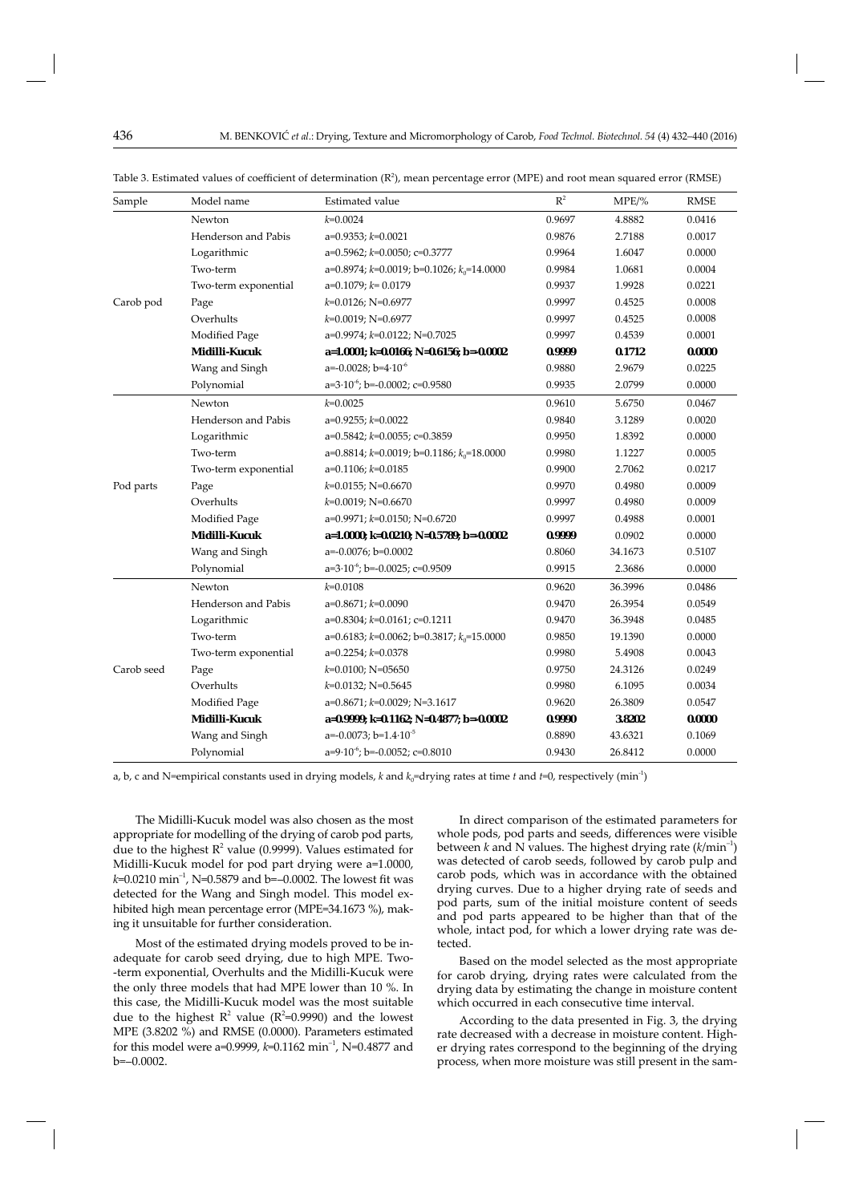Table 3. Estimated values of coefficient of determination ($R^2$), mean percentage error (MPE) and root mean squared error (RMSE)

| Sample | Model name | Estimated value | $R^2$ | MPE/% | RMSE |
|---|---|---|---|---|---|
| Carob pod | Newton | $k$=0.0024 | 0.9697 | 4.8882 | 0.0416 |
| | Henderson and Pabis | a=0.9353; $k$=0.0021 | 0.9876 | 2.7188 | 0.0017 |
| | Logarithmic | a=0.5962; $k$=0.0050; c=0.3777 | 0.9964 | 1.6047 | 0.0000 |
| | Two-term | a=0.8974; $k$=0.0019; b=0.1026; $k_0$=14.0000 | 0.9984 | 1.0681 | 0.0004 |
| | Two-term exponential | a=0.1079; $k$= 0.0179 | 0.9937 | 1.9928 | 0.0221 |
| | Page | $k$=0.0126; N=0.6977 | 0.9997 | 0.4525 | 0.0008 |
| | Overhults | $k$=0.0019; N=0.6977 | 0.9997 | 0.4525 | 0.0008 |
| | Modified Page | a=0.9974; $k$=0.0122; N=0.7025 | 0.9997 | 0.4539 | 0.0001 |
| | **Midilli-Kucuk** | **a=1.0001; k=0.0166; N=0.6156; b=–0.0002** | **0.9999** | **0.1712** | **0.0000** |
| | Wang and Singh | a=–0.0028; b=$4\cdot10^{-6}$ | 0.9880 | 2.9679 | 0.0225 |
| | Polynomial | a=$3\cdot10^{-6}$; b=–0.0002; c=0.9580 | 0.9935 | 2.0799 | 0.0000 |
| Pod parts | Newton | $k$=0.0025 | 0.9610 | 5.6750 | 0.0467 |
| | Henderson and Pabis | a=0.9255; $k$=0.0022 | 0.9840 | 3.1289 | 0.0020 |
| | Logarithmic | a=0.5842; $k$=0.0055; c=0.3859 | 0.9950 | 1.8392 | 0.0000 |
| | Two-term | a=0.8814; $k$=0.0019; b=0.1186; $k_0$=18.0000 | 0.9980 | 1.1227 | 0.0005 |
| | Two-term exponential | a=0.1106; $k$=0.0185 | 0.9900 | 2.7062 | 0.0217 |
| | Page | $k$=0.0155; N=0.6670 | 0.9970 | 0.4980 | 0.0009 |
| | Overhults | $k$=0.0019; N=0.6670 | 0.9997 | 0.4980 | 0.0009 |
| | Modified Page | a=0.9971; $k$=0.0150; N=0.6720 | 0.9997 | 0.4988 | 0.0001 |
| | **Midilli-Kucuk** | **a=1.0000; k=0.0210; N=0.5789; b=–0.0002** | **0.9999** | 0.0902 | 0.0000 |
| | Wang and Singh | a=–0.0076; b=0.0002 | 0.8060 | 34.1673 | 0.5107 |
| | Polynomial | a=$3\cdot10^{-6}$; b=–0.0025; c=0.9509 | 0.9915 | 2.3686 | 0.0000 |
| Carob seed | Newton | $k$=0.0108 | 0.9620 | 36.3996 | 0.0486 |
| | Henderson and Pabis | a=0.8671; $k$=0.0090 | 0.9470 | 26.3954 | 0.0549 |
| | Logarithmic | a=0.8304; $k$=0.0161; c=0.1211 | 0.9470 | 36.3948 | 0.0485 |
| | Two-term | a=0.6183; $k$=0.0062; b=0.3817; $k_0$=15.0000 | 0.9850 | 19.1390 | 0.0000 |
| | Two-term exponential | a=0.2254; $k$=0.0378 | 0.9980 | 5.4908 | 0.0043 |
| | Page | $k$=0.0100; N=05650 | 0.9750 | 24.3126 | 0.0249 |
| | Overhults | $k$=0.0132; N=0.5645 | 0.9980 | 6.1095 | 0.0034 |
| | Modified Page | a=0.8671; $k$=0.0029; N=3.1617 | 0.9620 | 26.3809 | 0.0547 |
| | **Midilli-Kucuk** | **a=0.9999; k=0.1162; N=0.4877; b=–0.0002** | **0.9990** | **3.8202** | **0.0000** |
| | Wang and Singh | a=–0.0073; b=$1.4\cdot10^{-5}$ | 0.8890 | 43.6321 | 0.1069 |
| | Polynomial | a=$9\cdot10^{-6}$; b=–0.0052; c=0.8010 | 0.9430 | 26.8412 | 0.0000 |

a, b, c and N=empirical constants used in drying models, $k$ and $k_0$=drying rates at time $t$ and $t$=0, respectively (min$^{-1}$)

The Midilli-Kucuk model was also chosen as the most appropriate for modelling of the drying of carob pod parts, due to the highest $R^2$ value (0.9999). Values estimated for Midilli-Kucuk model for pod part drying were a=1.0000, $k$=0.0210 min$^{-1}$, N=0.5879 and b=–0.0002. The lowest fit was detected for the Wang and Singh model. This model exhibited high mean percentage error (MPE=34.1673 %), making it unsuitable for further consideration.

Most of the estimated drying models proved to be inadequate for carob seed drying, due to high MPE. Two-term exponential, Overhults and the Midilli-Kucuk were the only three models that had MPE lower than 10 %. In this case, the Midilli-Kucuk model was the most suitable due to the highest $R^2$ value ($R^2$=0.9990) and the lowest MPE (3.8202 %) and RMSE (0.0000). Parameters estimated for this model were a=0.9999, $k$=0.1162 min$^{-1}$, N=0.4877 and b=–0.0002.

In direct comparison of the estimated parameters for whole pods, pod parts and seeds, differences were visible between $k$ and N values. The highest drying rate ($k$/min$^{-1}$) was detected of carob seeds, followed by carob pulp and carob pods, which was in accordance with the obtained drying curves. Due to a higher drying rate of seeds and pod parts, sum of the initial moisture content of seeds and pod parts appeared to be higher than that of the whole, intact pod, for which a lower drying rate was detected.

Based on the model selected as the most appropriate for carob drying, drying rates were calculated from the drying data by estimating the change in moisture content which occurred in each consecutive time interval.

According to the data presented in Fig. 3, the drying rate decreased with a decrease in moisture content. Higher drying rates correspond to the beginning of the drying process, when more moisture was still present in the sam-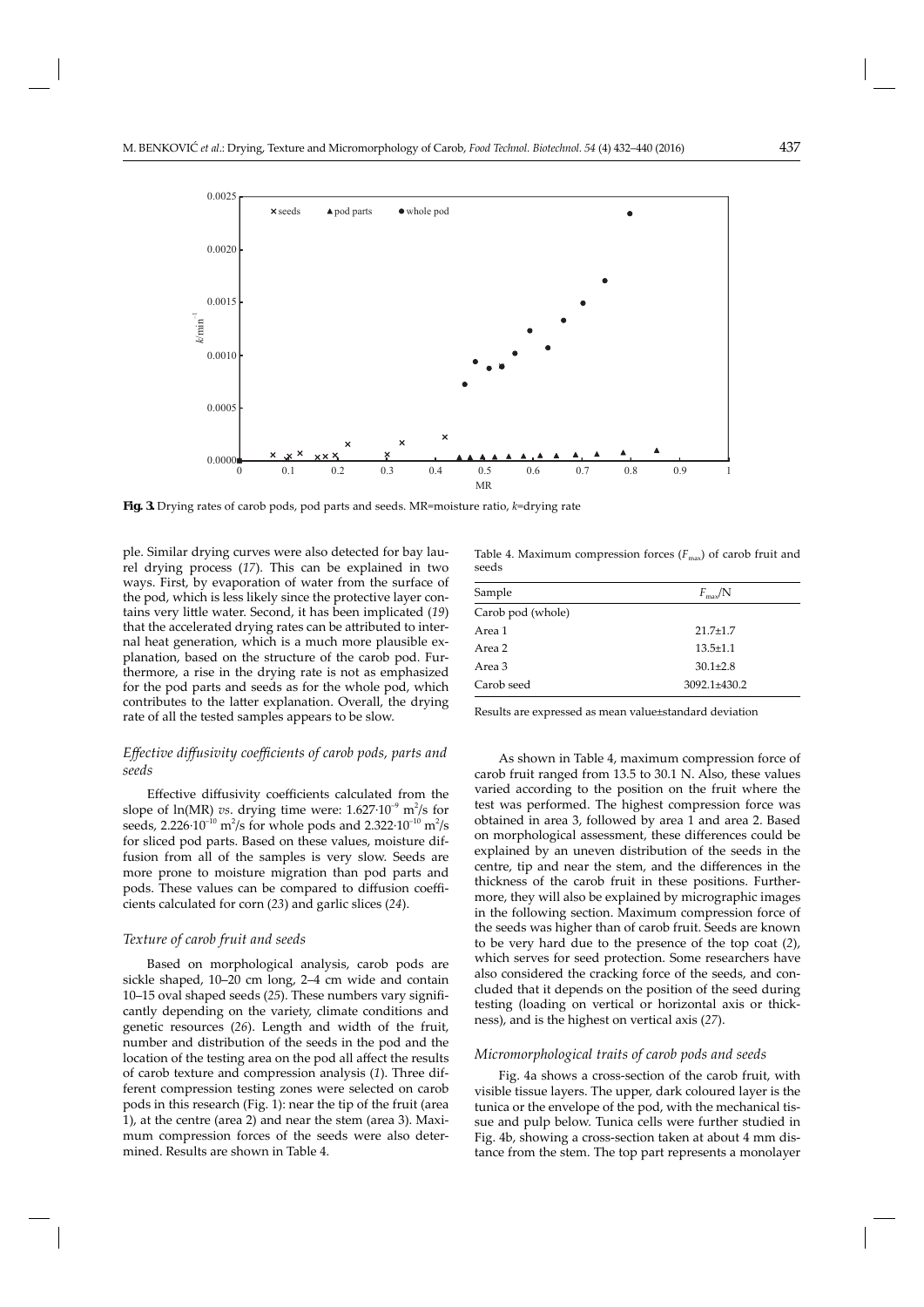**Fig. 3.** Drying rates of carob pods, pod parts and seeds. MR=moisture ratio, *k*=drying rate

ple. Similar drying curves were also detected for bay laurel drying process (*17*). This can be explained in two ways. First, by evaporation of water from the surface of the pod, which is less likely since the protective layer contains very little water. Second, it has been implicated (*19*) that the accelerated drying rates can be attributed to internal heat generation, which is a much more plausible explanation, based on the structure of the carob pod. Furthermore, a rise in the drying rate is not as emphasized for the pod parts and seeds as for the whole pod, which contributes to the latter explanation. Overall, the drying rate of all the tested samples appears to be slow.

### *Effective diffusivity coefficients of carob pods, parts and seeds*

Effective diffusivity coefficients calculated from the slope of ln(MR) *vs*. drying time were: $1.627 \cdot 10^{-9}$ $m^2/s$ for seeds, $2.226 \cdot 10^{-10}$ $m^2/s$ for whole pods and $2.322 \cdot 10^{-10}$ $m^2/s$ for sliced pod parts. Based on these values, moisture diffusion from all of the samples is very slow. Seeds are more prone to moisture migration than pod parts and pods. These values can be compared to diffusion coefficients calculated for corn (*23*) and garlic slices (*24*).

### *Texture of carob fruit and seeds*

Based on morphological analysis, carob pods are sickle shaped, 10–20 cm long, 2–4 cm wide and contain 10–15 oval shaped seeds (*25*). These numbers vary significantly depending on the variety, climate conditions and genetic resources (*26*). Length and width of the fruit, number and distribution of the seeds in the pod and the location of the testing area on the pod all affect the results of carob texture and compression analysis (*1*). Three different compression testing zones were selected on carob pods in this research (Fig. 1): near the tip of the fruit (area 1), at the centre (area 2) and near the stem (area 3). Maximum compression forces of the seeds were also determined. Results are shown in Table 4.

Table 4. Maximum compression forces ($F_{max}$) of carob fruit and seeds

| Sample | $F_{max}$/N |
|---|---|
| Carob pod (whole) | |
| Area 1 | 21.7±1.7 |
| Area 2 | 13.5±1.1 |
| Area 3 | 30.1±2.8 |
| Carob seed | 3092.1±430.2 |

Results are expressed as mean value±standard deviation

As shown in Table 4, maximum compression force of carob fruit ranged from 13.5 to 30.1 N. Also, these values varied according to the position on the fruit where the test was performed. The highest compression force was obtained in area 3, followed by area 1 and area 2. Based on morphological assessment, these differences could be explained by an uneven distribution of the seeds in the centre, tip and near the stem, and the differences in the thickness of the carob fruit in these positions. Furthermore, they will also be explained by micrographic images in the following section. Maximum compression force of the seeds was higher than of carob fruit. Seeds are known to be very hard due to the presence of the top coat (*2*), which serves for seed protection. Some researchers have also considered the cracking force of the seeds, and concluded that it depends on the position of the seed during testing (loading on vertical or horizontal axis or thickness), and is the highest on vertical axis (*27*).

### *Micromorphological traits of carob pods and seeds*

Fig. 4a shows a cross-section of the carob fruit, with visible tissue layers. The upper, dark coloured layer is the tunica or the envelope of the pod, with the mechanical tissue and pulp below. Tunica cells were further studied in Fig. 4b, showing a cross-section taken at about 4 mm distance from the stem. The top part represents a monolayer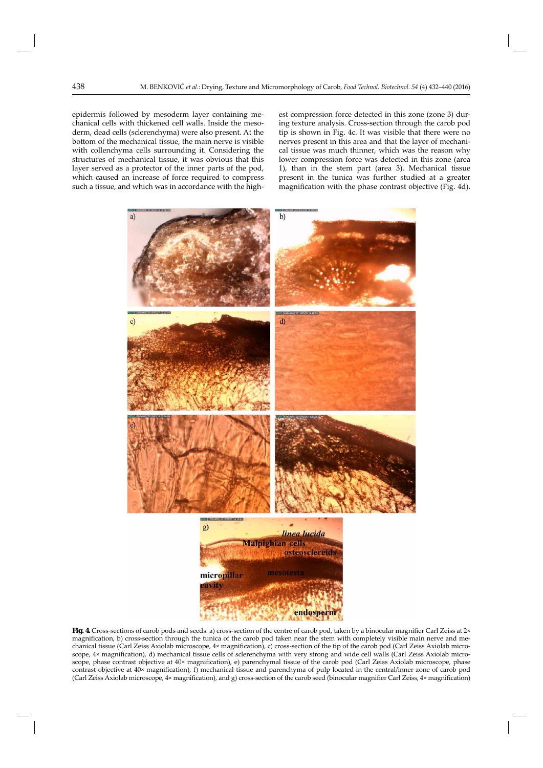epidermis followed by mesoderm layer containing mechanical cells with thickened cell walls. Inside the mesoderm, dead cells (sclerenchyma) were also present. At the bottom of the mechanical tissue, the main nerve is visible with collenchyma cells surrounding it. Considering the structures of mechanical tissue, it was obvious that this layer served as a protector of the inner parts of the pod, which caused an increase of force required to compress such a tissue, and which was in accordance with the highest compression force detected in this zone (zone 3) during texture analysis. Cross-section through the carob pod tip is shown in Fig. 4c. It was visible that there were no nerves present in this area and that the layer of mechanical tissue was much thinner, which was the reason why lower compression force was detected in this zone (area 1), than in the stem part (area 3). Mechanical tissue present in the tunica was further studied at a greater magnification with the phase contrast objective (Fig. 4d).

**Fig. 4.** Cross-sections of carob pods and seeds: a) cross-section of the centre of carob pod, taken by a binocular magnifier Carl Zeiss at 2× magnification, b) cross-section through the tunica of the carob pod taken near the stem with completely visible main nerve and mechanical tissue (Carl Zeiss Axiolab microscope, 4× magnification), c) cross-section of the tip of the carob pod (Carl Zeiss Axiolab microscope, 4× magnification), d) mechanical tissue cells of sclerenchyma with very strong and wide cell walls (Carl Zeiss Axiolab microscope, phase contrast objective at 40× magnification), e) parenchymal tissue of the carob pod (Carl Zeiss Axiolab microscope, phase contrast objective at 40× magnification), f) mechanical tissue and parenchyma of pulp located in the central/inner zone of carob pod (Carl Zeiss Axiolab microscope, 4× magnification), and g) cross-section of the carob seed (binocular magnifier Carl Zeiss, 4× magnification)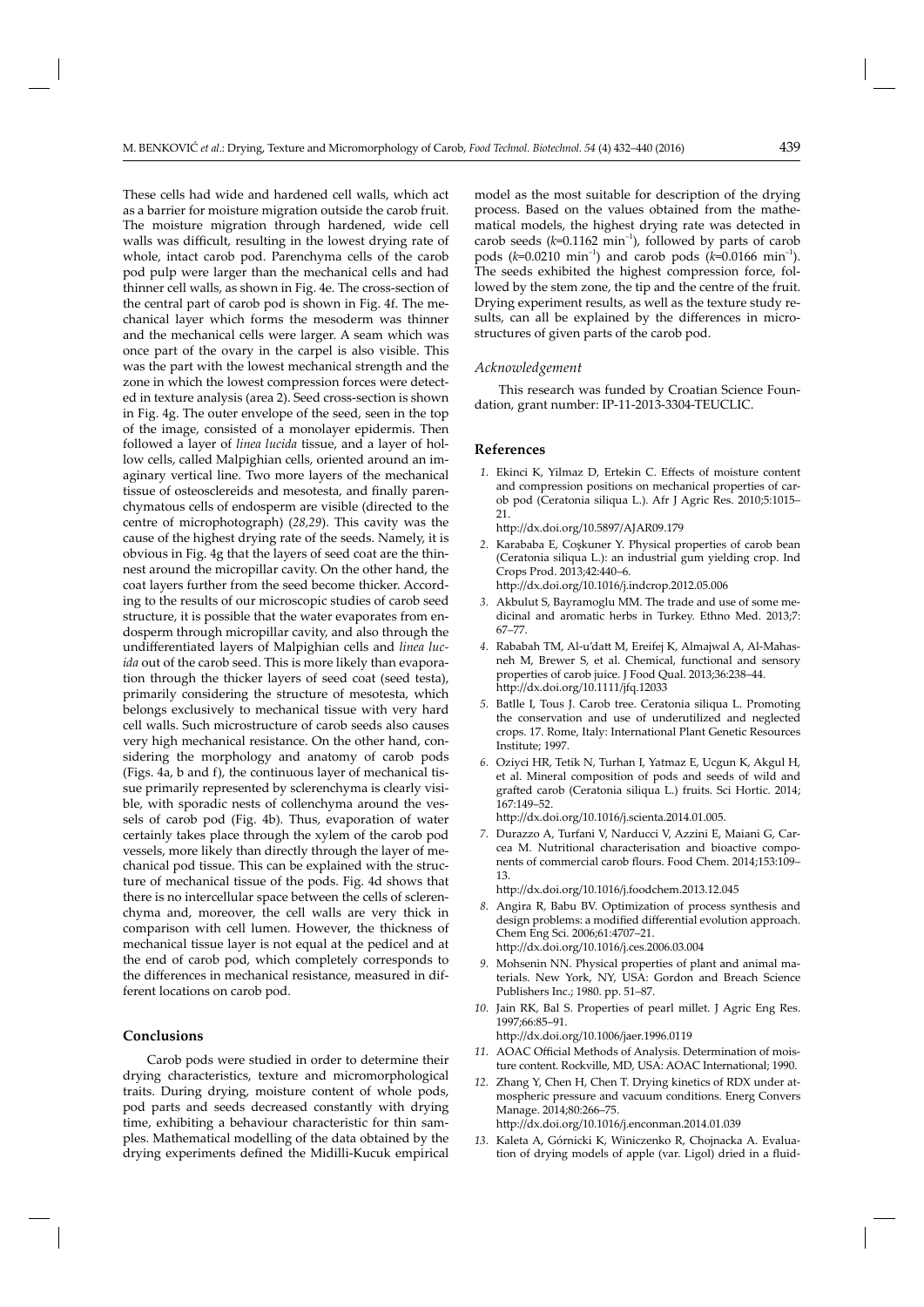These cells had wide and hardened cell walls, which act as a barrier for moisture migration outside the carob fruit. The moisture migration through hardened, wide cell walls was difficult, resulting in the lowest drying rate of whole, intact carob pod. Parenchyma cells of the carob pod pulp were larger than the mechanical cells and had thinner cell walls, as shown in Fig. 4e. The cross-section of the central part of carob pod is shown in Fig. 4f. The mechanical layer which forms the mesoderm was thinner and the mechanical cells were larger. A seam which was once part of the ovary in the carpel is also visible. This was the part with the lowest mechanical strength and the zone in which the lowest compression forces were detected in texture analysis (area 2). Seed cross-section is shown in Fig. 4g. The outer envelope of the seed, seen in the top of the image, consisted of a monolayer epidermis. Then followed a layer of *linea lucida* tissue, and a layer of hollow cells, called Malpighian cells, oriented around an imaginary vertical line. Two more layers of the mechanical tissue of osteosclereids and mesotesta, and finally parenchymatous cells of endosperm are visible (directed to the centre of microphotograph) (*28,29*). This cavity was the cause of the highest drying rate of the seeds. Namely, it is obvious in Fig. 4g that the layers of seed coat are the thinnest around the micropillar cavity. On the other hand, the coat layers further from the seed become thicker. According to the results of our microscopic studies of carob seed structure, it is possible that the water evaporates from endosperm through micropillar cavity, and also through the undifferentiated layers of Malpighian cells and *linea lucida* out of the carob seed. This is more likely than evaporation through the thicker layers of seed coat (seed testa), primarily considering the structure of mesotesta, which belongs exclusively to mechanical tissue with very hard cell walls. Such microstructure of carob seeds also causes very high mechanical resistance. On the other hand, considering the morphology and anatomy of carob pods (Figs. 4a, b and f), the continuous layer of mechanical tissue primarily represented by sclerenchyma is clearly visible, with sporadic nests of collenchyma around the vessels of carob pod (Fig. 4b). Thus, evaporation of water certainly takes place through the xylem of the carob pod vessels, more likely than directly through the layer of mechanical pod tissue. This can be explained with the structure of mechanical tissue of the pods. Fig. 4d shows that there is no intercellular space between the cells of sclerenchyma and, moreover, the cell walls are very thick in comparison with cell lumen. However, the thickness of mechanical tissue layer is not equal at the pedicel and at the end of carob pod, which completely corresponds to the differences in mechanical resistance, measured in different locations on carob pod.

## Conclusions

Carob pods were studied in order to determine their drying characteristics, texture and micromorphological traits. During drying, moisture content of whole pods, pod parts and seeds decreased constantly with drying time, exhibiting a behaviour characteristic for thin samples. Mathematical modelling of the data obtained by the drying experiments defined the Midilli-Kucuk empirical model as the most suitable for description of the drying process. Based on the values obtained from the mathematical models, the highest drying rate was detected in carob seeds ($k$=0.1162 min$^{-1}$), followed by parts of carob pods ($k$=0.0210 min$^{-1}$) and carob pods ($k$=0.0166 min$^{-1}$). The seeds exhibited the highest compression force, followed by the stem zone, the tip and the centre of the fruit. Drying experiment results, as well as the texture study results, can all be explained by the differences in microstructures of given parts of the carob pod.

### *Acknowledgement*

This research was funded by Croatian Science Foundation, grant number: IP-11-2013-3304-TEUCLIC.

## References

1. Ekinci K, Yilmaz D, Ertekin C. Effects of moisture content and compression positions on mechanical properties of carob pod (Ceratonia siliqua L.). Afr J Agric Res. 2010;5:1015–21. http://dx.doi.org/10.5897/AJAR09.179
2. Karababa E, Coşkuner Y. Physical properties of carob bean (Ceratonia siliqua L.): an industrial gum yielding crop. Ind Crops Prod. 2013;42:440–6. http://dx.doi.org/10.1016/j.indcrop.2012.05.006
3. Akbulut S, Bayramoglu MM. The trade and use of some medicinal and aromatic herbs in Turkey. Ethno Med. 2013;7:67–77.
4. Rababah TM, Al-u'datt M, Ereifej K, Almajwal A, Al-Mahasneh M, Brewer S, et al. Chemical, functional and sensory properties of carob juice. J Food Qual. 2013;36:238–44. http://dx.doi.org/10.1111/jfq.12033
5. Batlle I, Tous J. Carob tree. Ceratonia siliqua L. Promoting the conservation and use of underutilized and neglected crops. 17. Rome, Italy: International Plant Genetic Resources Institute; 1997.
6. Oziyci HR, Tetik N, Turhan I, Yatmaz E, Ucgun K, Akgul H, et al. Mineral composition of pods and seeds of wild and grafted carob (Ceratonia siliqua L.) fruits. Sci Hortic. 2014;167:149–52. http://dx.doi.org/10.1016/j.scienta.2014.01.005.
7. Durazzo A, Turfani V, Narducci V, Azzini E, Maiani G, Carcea M. Nutritional characterisation and bioactive components of commercial carob flours. Food Chem. 2014;153:109–13. http://dx.doi.org/10.1016/j.foodchem.2013.12.045
8. Angira R, Babu BV. Optimization of process synthesis and design problems: a modified differential evolution approach. Chem Eng Sci. 2006;61:4707–21. http://dx.doi.org/10.1016/j.ces.2006.03.004
9. Mohsenin NN. Physical properties of plant and animal materials. New York, NY, USA: Gordon and Breach Science Publishers Inc.; 1980. pp. 51–87.
10. Jain RK, Bal S. Properties of pearl millet. J Agric Eng Res. 1997;66:85–91. http://dx.doi.org/10.1006/jaer.1996.0119
11. AOAC Official Methods of Analysis. Determination of moisture content. Rockville, MD, USA: AOAC International; 1990.
12. Zhang Y, Chen H, Chen T. Drying kinetics of RDX under atmospheric pressure and vacuum conditions. Energ Convers Manage. 2014;80:266–75. http://dx.doi.org/10.1016/j.enconman.2014.01.039
13. Kaleta A, Górnicki K, Winiczenko R, Chojnacka A. Evaluation of drying models of apple (var. Ligol) dried in a fluid-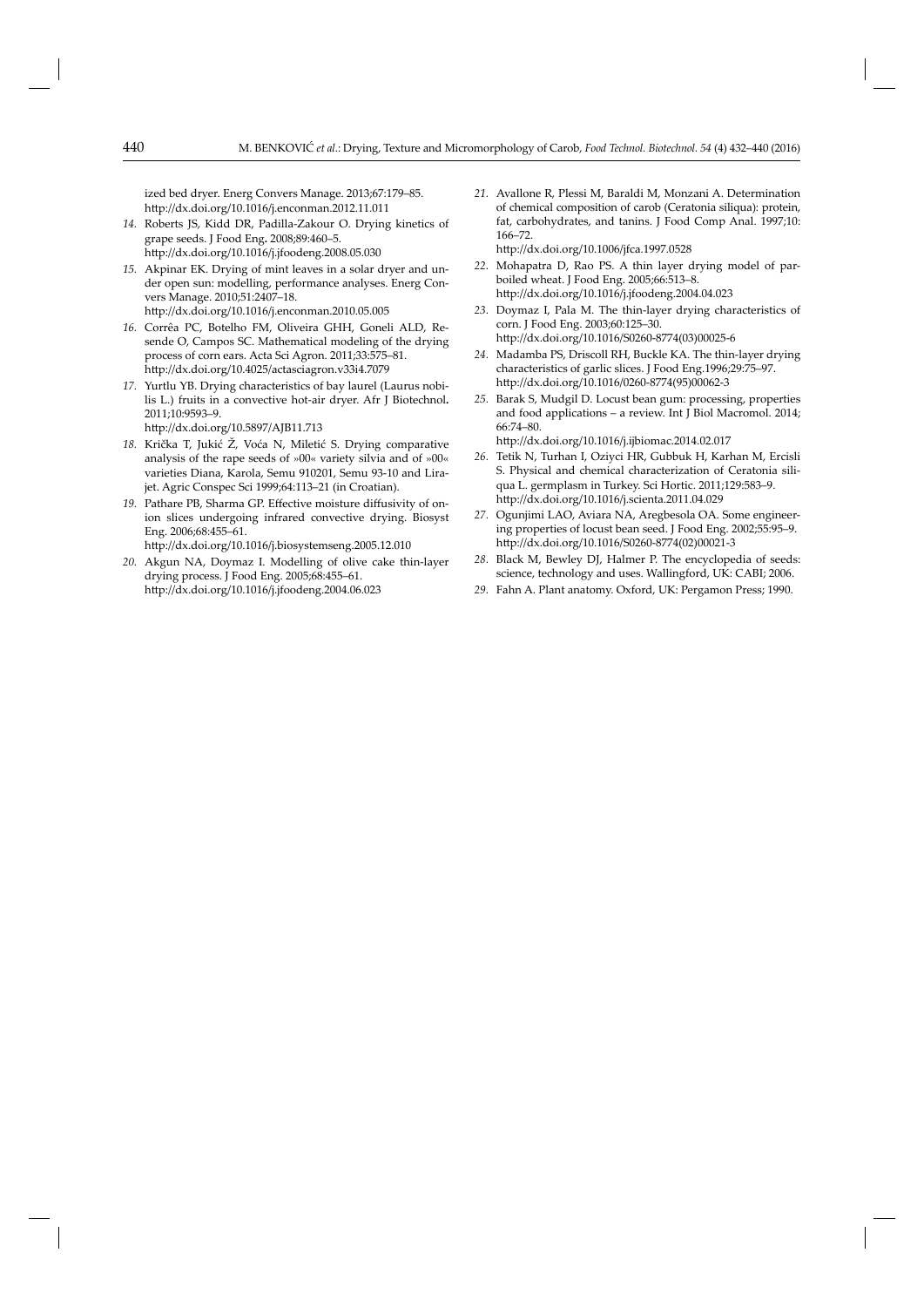ized bed dryer. Energ Convers Manage. 2013;67:179–85. http://dx.doi.org/10.1016/j.enconman.2012.11.011

14. Roberts JS, Kidd DR, Padilla-Zakour O. Drying kinetics of grape seeds. J Food Eng. 2008;89:460–5. http://dx.doi.org/10.1016/j.jfoodeng.2008.05.030

15. Akpinar EK. Drying of mint leaves in a solar dryer and under open sun: modelling, performance analyses. Energ Convers Manage. 2010;51:2407–18. http://dx.doi.org/10.1016/j.enconman.2010.05.005

16. Corrêa PC, Botelho FM, Oliveira GHH, Goneli ALD, Resende O, Campos SC. Mathematical modeling of the drying process of corn ears. Acta Sci Agron. 2011;33:575–81. http://dx.doi.org/10.4025/actasciagron.v33i4.7079

17. Yurtlu YB. Drying characteristics of bay laurel (Laurus nobilis L.) fruits in a convective hot-air dryer. Afr J Biotechnol. 2011;10:9593–9. http://dx.doi.org/10.5897/AJB11.713

18. Krička T, Jukić Ž, Voća N, Miletić S. Drying comparative analysis of the rape seeds of »00« variety silvia and of »00« varieties Diana, Karola, Semu 910201, Semu 93-10 and Lirajet. Agric Conspec Sci 1999;64:113–21 (in Croatian).

19. Pathare PB, Sharma GP. Effective moisture diffusivity of onion slices undergoing infrared convective drying. Biosyst Eng. 2006;68:455–61. http://dx.doi.org/10.1016/j.biosystemseng.2005.12.010

20. Akgun NA, Doymaz I. Modelling of olive cake thin-layer drying process. J Food Eng. 2005;68:455–61. http://dx.doi.org/10.1016/j.jfoodeng.2004.06.023

21. Avallone R, Plessi M, Baraldi M, Monzani A. Determination of chemical composition of carob (Ceratonia siliqua): protein, fat, carbohydrates, and tannins. J Food Comp Anal. 1997;10:166–72. http://dx.doi.org/10.1006/jfca.1997.0528

22. Mohapatra D, Rao PS. A thin layer drying model of parboiled wheat. J Food Eng. 2005;66:513–8. http://dx.doi.org/10.1016/j.jfoodeng.2004.04.023

23. Doymaz I, Pala M. The thin-layer drying characteristics of corn. J Food Eng. 2003;60:125–30. http://dx.doi.org/10.1016/S0260-8774(03)00025-6

24. Madamba PS, Driscoll RH, Buckle KA. The thin-layer drying characteristics of garlic slices. J Food Eng.1996;29:75–97. http://dx.doi.org/10.1016/0260-8774(95)00062-3

25. Barak S, Mudgil D. Locust bean gum: processing, properties and food applications – a review. Int J Biol Macromol. 2014;66:74–80. http://dx.doi.org/10.1016/j.ijbiomac.2014.02.017

26. Tetik N, Turhan I, Oziyci HR, Gubbuk H, Karhan M, Ercisli S. Physical and chemical characterization of Ceratonia siliqua L. germplasm in Turkey. Sci Hortic. 2011;129:583–9. http://dx.doi.org/10.1016/j.scienta.2011.04.029

27. Ogunjimi LAO, Aviara NA, Aregbesola OA. Some engineering properties of locust bean seed. J Food Eng. 2002;55:95–9. http://dx.doi.org/10.1016/S0260-8774(02)00021-3

28. Black M, Bewley DJ, Halmer P. The encyclopedia of seeds: science, technology and uses. Wallingford, UK: CABI; 2006.

29. Fahn A. Plant anatomy. Oxford, UK: Pergamon Press; 1990.